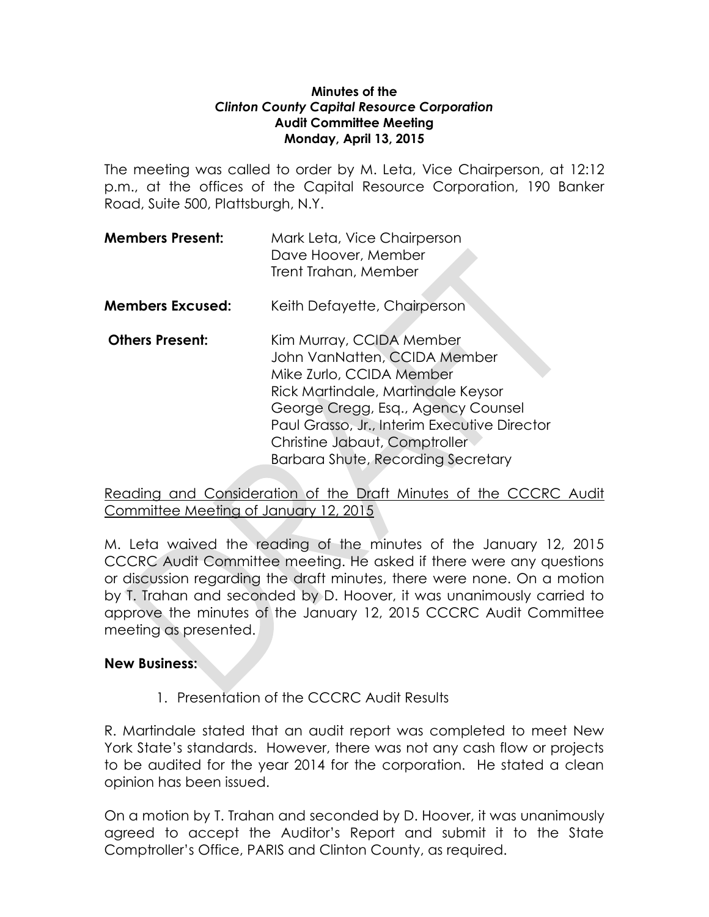**Minutes of the**
***Clinton County Capital Resource Corporation***
**Audit Committee Meeting**
**Monday, April 13, 2015**

The meeting was called to order by M. Leta, Vice Chairperson, at 12:12 p.m., at the offices of the Capital Resource Corporation, 190 Banker Road, Suite 500, Plattsburgh, N.Y.

| | |
|---|---|
| **Members Present:** | Mark Leta, Vice Chairperson<br>Dave Hoover, Member<br>Trent Trahan, Member |
| **Members Excused:** | Keith Defayette, Chairperson |
| **Others Present:** | Kim Murray, CCIDA Member<br>John VanNatten, CCIDA Member<br>Mike Zurlo, CCIDA Member<br>Rick Martindale, Martindale Keysor<br>George Cregg, Esq., Agency Counsel<br>Paul Grasso, Jr., Interim Executive Director<br>Christine Jabaut, Comptroller<br>Barbara Shute, Recording Secretary |

<u>Reading and Consideration of the Draft Minutes of the CCCRC Audit Committee Meeting of January 12, 2015</u>

M. Leta waived the reading of the minutes of the January 12, 2015 CCCRC Audit Committee meeting. He asked if there were any questions or discussion regarding the draft minutes, there were none. On a motion by T. Trahan and seconded by D. Hoover, it was unanimously carried to approve the minutes of the January 12, 2015 CCCRC Audit Committee meeting as presented.

**New Business:**

1. Presentation of the CCCRC Audit Results

R. Martindale stated that an audit report was completed to meet New York State's standards. However, there was not any cash flow or projects to be audited for the year 2014 for the corporation. He stated a clean opinion has been issued.

On a motion by T. Trahan and seconded by D. Hoover, it was unanimously agreed to accept the Auditor's Report and submit it to the State Comptroller's Office, PARIS and Clinton County, as required.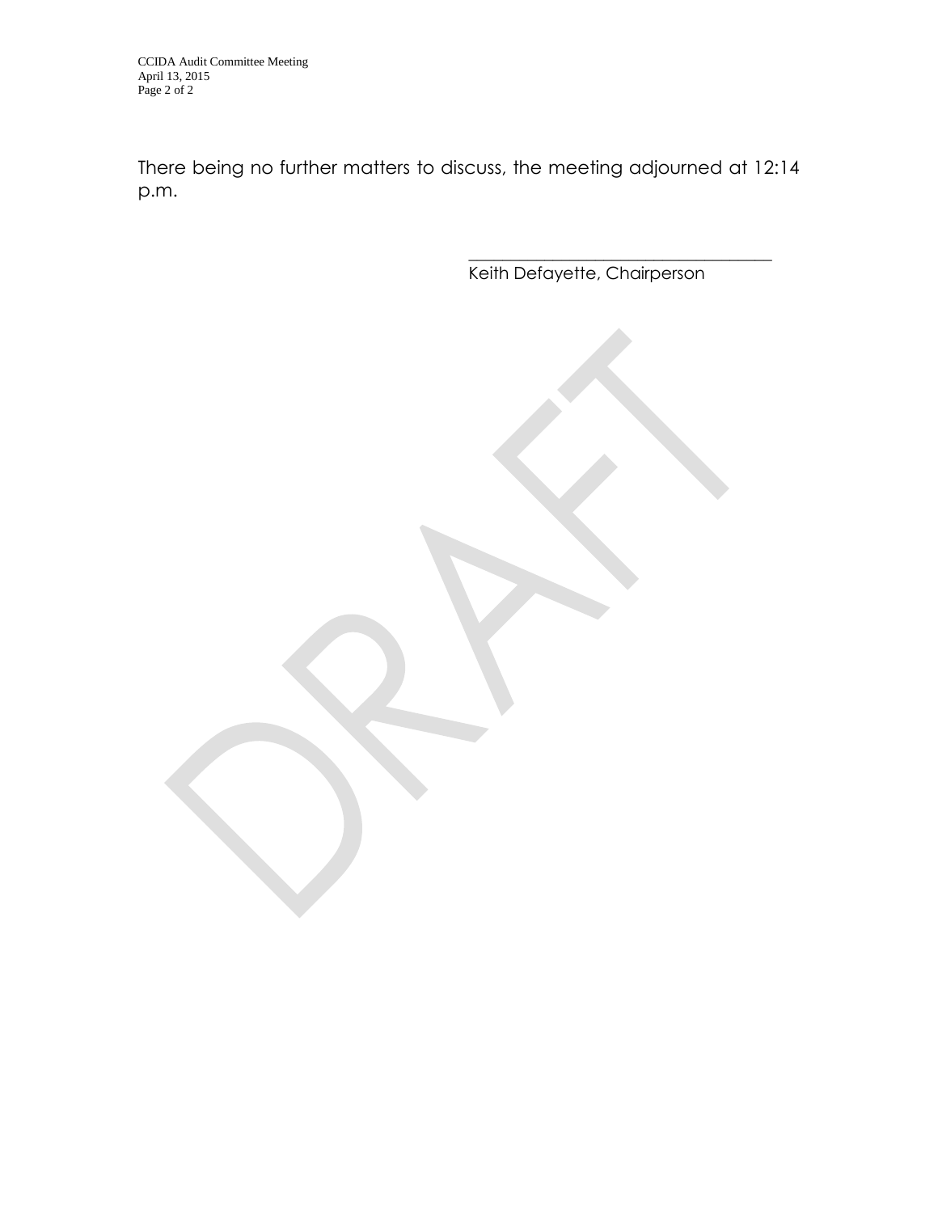There being no further matters to discuss, the meeting adjourned at 12:14 p.m.

\_\_\_\_\_\_\_\_\_\_\_\_\_\_\_\_\_\_\_\_\_\_\_\_\_\_\_\_\_\_\_\_\_\_\_

Keith Defayette, Chairperson

DRAFT